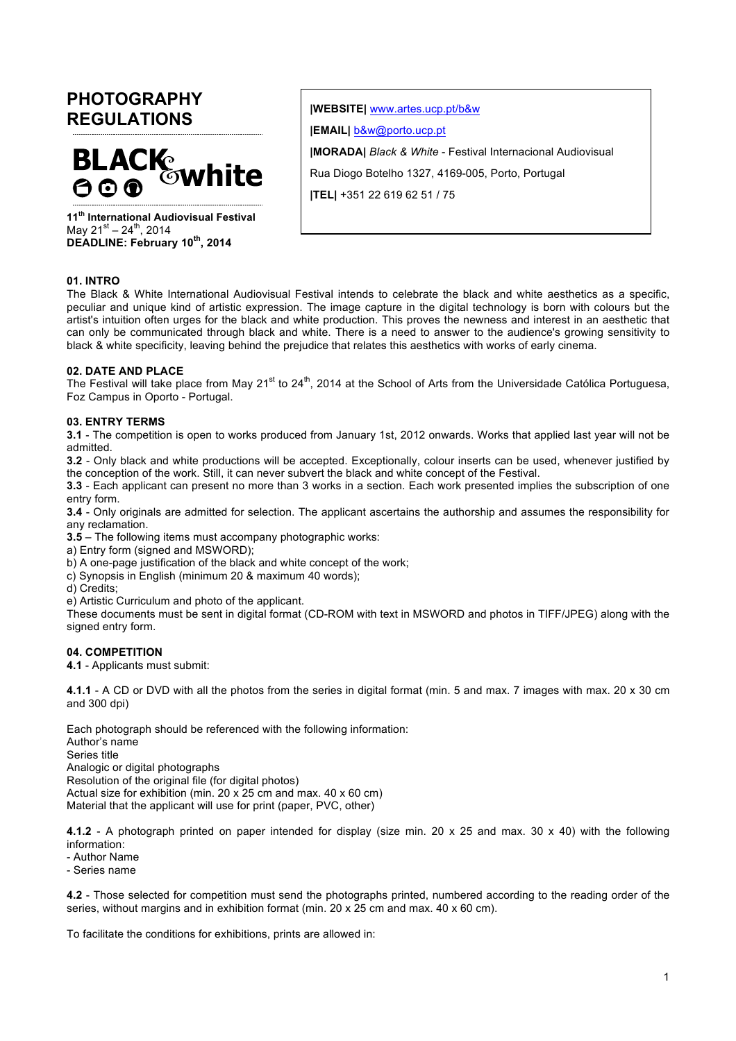# PHOTOGRAPHY REGULATIONS

**BLACK & white**

**11th International Audiovisual Festival**
May 21st – 24th, 2014
**DEADLINE: February 10th, 2014**

**|WEBSITE|** www.artes.ucp.pt/b&w

**|EMAIL|** b&w@porto.ucp.pt

**|MORADA|** *Black & White* - Festival Internacional Audiovisual

Rua Diogo Botelho 1327, 4169-005, Porto, Portugal

**|TEL|** +351 22 619 62 51 / 75

## 01. INTRO

The Black & White International Audiovisual Festival intends to celebrate the black and white aesthetics as a specific, peculiar and unique kind of artistic expression. The image capture in the digital technology is born with colours but the artist's intuition often urges for the black and white production. This proves the newness and interest in an aesthetic that can only be communicated through black and white. There is a need to answer to the audience's growing sensitivity to black & white specificity, leaving behind the prejudice that relates this aesthetics with works of early cinema.

## 02. DATE AND PLACE

The Festival will take place from May 21st to 24th, 2014 at the School of Arts from the Universidade Católica Portuguesa, Foz Campus in Oporto - Portugal.

## 03. ENTRY TERMS

**3.1** - The competition is open to works produced from January 1st, 2012 onwards. Works that applied last year will not be admitted.

**3.2** - Only black and white productions will be accepted. Exceptionally, colour inserts can be used, whenever justified by the conception of the work. Still, it can never subvert the black and white concept of the Festival.

**3.3** - Each applicant can present no more than 3 works in a section. Each work presented implies the subscription of one entry form.

**3.4** - Only originals are admitted for selection. The applicant ascertains the authorship and assumes the responsibility for any reclamation.

**3.5** – The following items must accompany photographic works:

a) Entry form (signed and MSWORD);
b) A one-page justification of the black and white concept of the work;
c) Synopsis in English (minimum 20 & maximum 40 words);
d) Credits;
e) Artistic Curriculum and photo of the applicant.

These documents must be sent in digital format (CD-ROM with text in MSWORD and photos in TIFF/JPEG) along with the signed entry form.

## 04. COMPETITION

**4.1** - Applicants must submit:

**4.1.1** - A CD or DVD with all the photos from the series in digital format (min. 5 and max. 7 images with max. 20 x 30 cm and 300 dpi)

Each photograph should be referenced with the following information:
Author's name
Series title
Analogic or digital photographs
Resolution of the original file (for digital photos)
Actual size for exhibition (min. 20 x 25 cm and max. 40 x 60 cm)
Material that the applicant will use for print (paper, PVC, other)

**4.1.2** - A photograph printed on paper intended for display (size min. 20 x 25 and max. 30 x 40) with the following information:

- Author Name
- Series name

**4.2** - Those selected for competition must send the photographs printed, numbered according to the reading order of the series, without margins and in exhibition format (min. 20 x 25 cm and max. 40 x 60 cm).

To facilitate the conditions for exhibitions, prints are allowed in: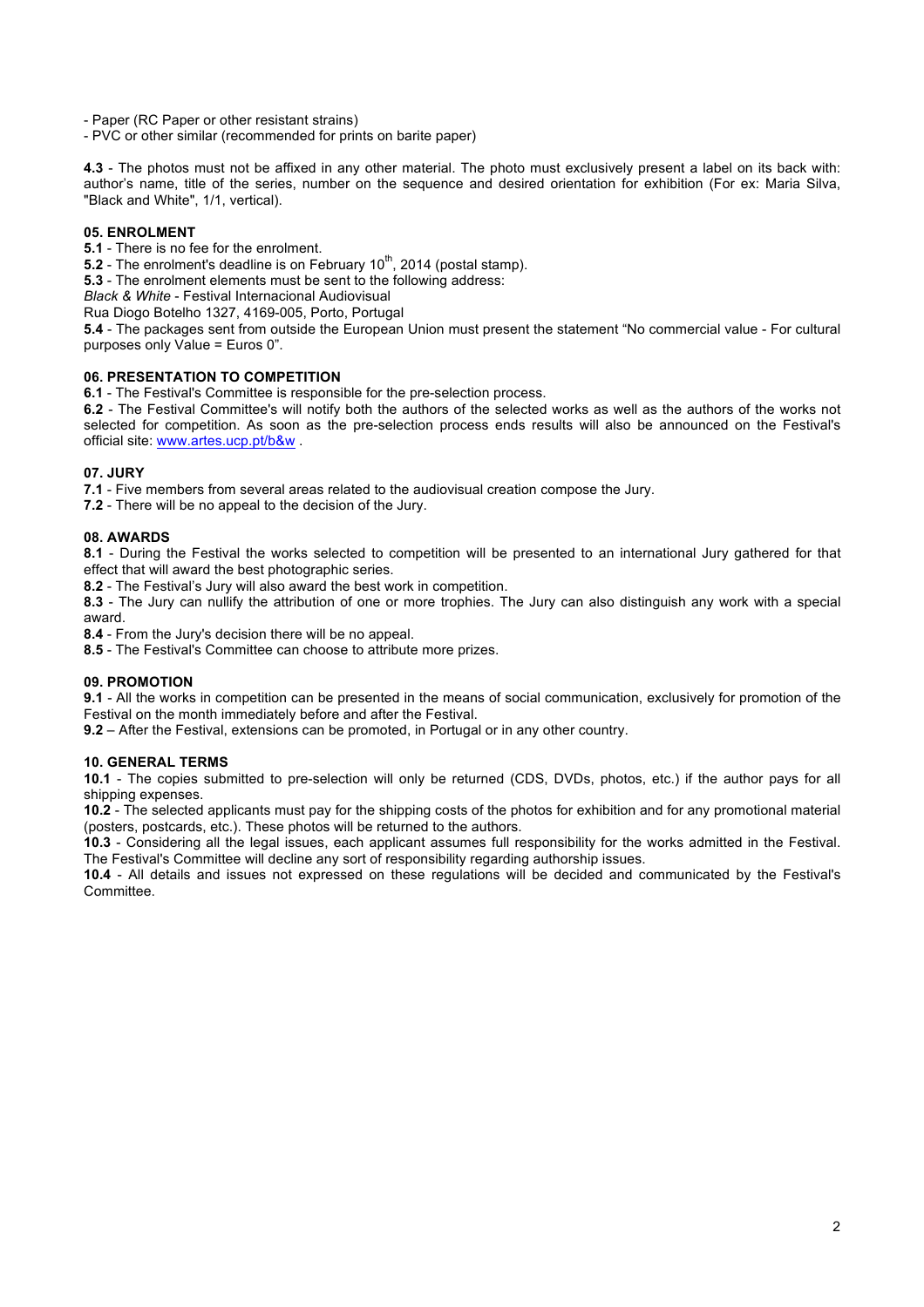- Paper (RC Paper or other resistant strains)
- PVC or other similar (recommended for prints on barite paper)

**4.3** - The photos must not be affixed in any other material. The photo must exclusively present a label on its back with: author's name, title of the series, number on the sequence and desired orientation for exhibition (For ex: Maria Silva, "Black and White", 1/1, vertical).

### 05. ENROLMENT

**5.1** - There is no fee for the enrolment.

**5.2** - The enrolment's deadline is on February 10th, 2014 (postal stamp).

**5.3** - The enrolment elements must be sent to the following address:

*Black & White* - Festival Internacional Audiovisual
Rua Diogo Botelho 1327, 4169-005, Porto, Portugal

**5.4** - The packages sent from outside the European Union must present the statement "No commercial value - For cultural purposes only Value = Euros 0".

### 06. PRESENTATION TO COMPETITION

**6.1** - The Festival's Committee is responsible for the pre-selection process.

**6.2** - The Festival Committee's will notify both the authors of the selected works as well as the authors of the works not selected for competition. As soon as the pre-selection process ends results will also be announced on the Festival's official site: www.artes.ucp.pt/b&w .

### 07. JURY

**7.1** - Five members from several areas related to the audiovisual creation compose the Jury.

**7.2** - There will be no appeal to the decision of the Jury.

### 08. AWARDS

**8.1** - During the Festival the works selected to competition will be presented to an international Jury gathered for that effect that will award the best photographic series.

**8.2** - The Festival's Jury will also award the best work in competition.

**8.3** - The Jury can nullify the attribution of one or more trophies. The Jury can also distinguish any work with a special award.

**8.4** - From the Jury's decision there will be no appeal.

**8.5** - The Festival's Committee can choose to attribute more prizes.

### 09. PROMOTION

**9.1** - All the works in competition can be presented in the means of social communication, exclusively for promotion of the Festival on the month immediately before and after the Festival.

**9.2** – After the Festival, extensions can be promoted, in Portugal or in any other country.

### 10. GENERAL TERMS

**10.1** - The copies submitted to pre-selection will only be returned (CDS, DVDs, photos, etc.) if the author pays for all shipping expenses.

**10.2** - The selected applicants must pay for the shipping costs of the photos for exhibition and for any promotional material (posters, postcards, etc.). These photos will be returned to the authors.

**10.3** - Considering all the legal issues, each applicant assumes full responsibility for the works admitted in the Festival. The Festival's Committee will decline any sort of responsibility regarding authorship issues.

**10.4** - All details and issues not expressed on these regulations will be decided and communicated by the Festival's Committee.